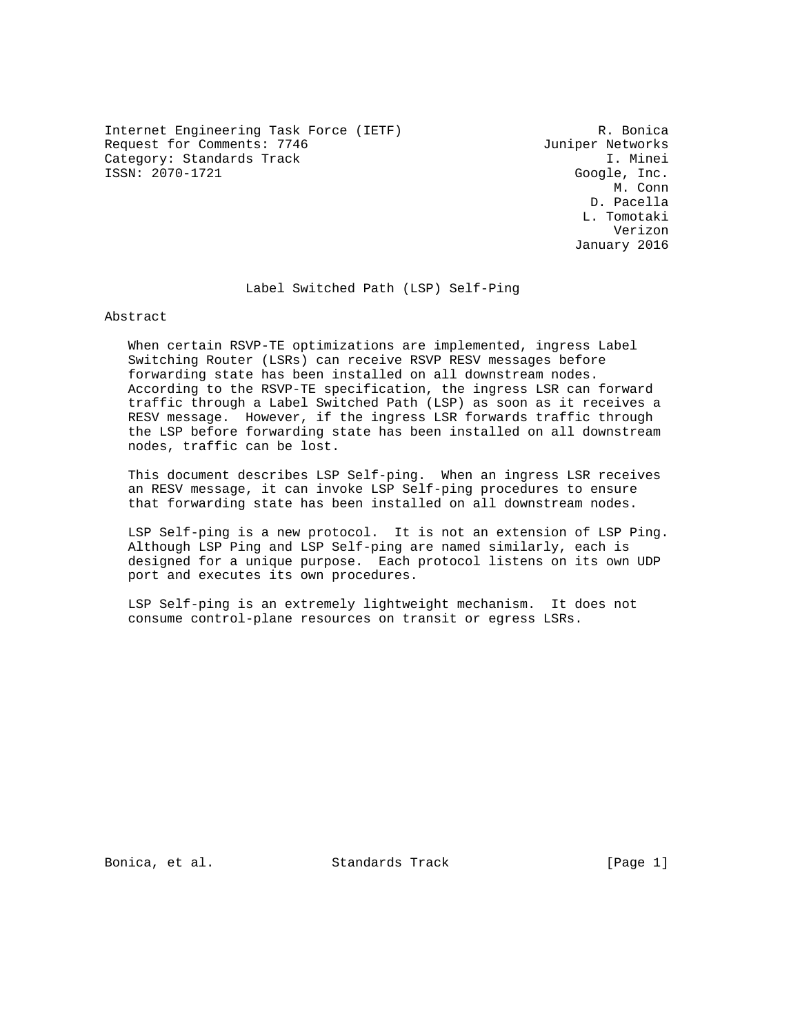Internet Engineering Task Force (IETF) R. Bonica
Request for Comments: 7746 Juniper Networks
Category: Standards Track I. Minei
ISSN: 2070-1721 Google, Inc.
M. Conn
D. Pacella
L. Tomotaki
Verizon
January 2016

# Label Switched Path (LSP) Self-Ping

## Abstract

When certain RSVP-TE optimizations are implemented, ingress Label Switching Router (LSRs) can receive RSVP RESV messages before forwarding state has been installed on all downstream nodes. According to the RSVP-TE specification, the ingress LSR can forward traffic through a Label Switched Path (LSP) as soon as it receives a RESV message. However, if the ingress LSR forwards traffic through the LSP before forwarding state has been installed on all downstream nodes, traffic can be lost.

This document describes LSP Self-ping. When an ingress LSR receives an RESV message, it can invoke LSP Self-ping procedures to ensure that forwarding state has been installed on all downstream nodes.

LSP Self-ping is a new protocol. It is not an extension of LSP Ping. Although LSP Ping and LSP Self-ping are named similarly, each is designed for a unique purpose. Each protocol listens on its own UDP port and executes its own procedures.

LSP Self-ping is an extremely lightweight mechanism. It does not consume control-plane resources on transit or egress LSRs.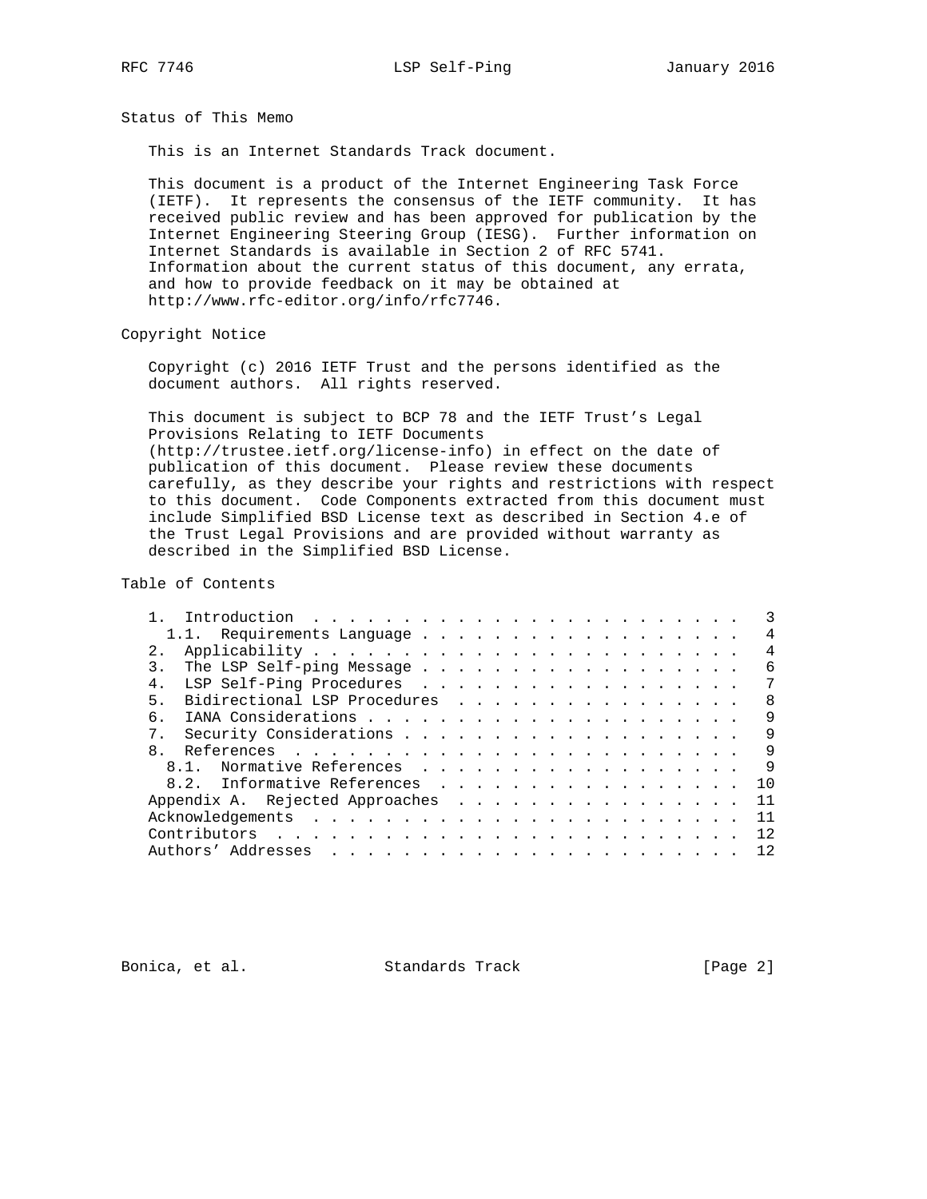## Status of This Memo

This is an Internet Standards Track document.

This document is a product of the Internet Engineering Task Force (IETF). It represents the consensus of the IETF community. It has received public review and has been approved for publication by the Internet Engineering Steering Group (IESG). Further information on Internet Standards is available in Section 2 of RFC 5741. Information about the current status of this document, any errata, and how to provide feedback on it may be obtained at http://www.rfc-editor.org/info/rfc7746.

## Copyright Notice

Copyright (c) 2016 IETF Trust and the persons identified as the document authors. All rights reserved.

This document is subject to BCP 78 and the IETF Trust's Legal Provisions Relating to IETF Documents (http://trustee.ietf.org/license-info) in effect on the date of publication of this document. Please review these documents carefully, as they describe your rights and restrictions with respect to this document. Code Components extracted from this document must include Simplified BSD License text as described in Section 4.e of the Trust Legal Provisions and are provided without warranty as described in the Simplified BSD License.

## Table of Contents

```
   1.  Introduction . . . . . . . . . . . . . . . . . . . . . . . .   3
     1.1.  Requirements Language . . . . . . . . . . . . . . . . . .   4
   2.  Applicability . . . . . . . . . . . . . . . . . . . . . . . .   4
   3.  The LSP Self-ping Message . . . . . . . . . . . . . . . . . .   6
   4.  LSP Self-Ping Procedures  . . . . . . . . . . . . . . . . . .   7
   5.  Bidirectional LSP Procedures  . . . . . . . . . . . . . . . .   8
   6.  IANA Considerations . . . . . . . . . . . . . . . . . . . . .   9
   7.  Security Considerations . . . . . . . . . . . . . . . . . . .   9
   8.  References  . . . . . . . . . . . . . . . . . . . . . . . . .   9
     8.1.  Normative References  . . . . . . . . . . . . . . . . . .   9
     8.2.  Informative References  . . . . . . . . . . . . . . . . .  10
   Appendix A.  Rejected Approaches  . . . . . . . . . . . . . . . .  11
   Acknowledgements  . . . . . . . . . . . . . . . . . . . . . . . .  11
   Contributors  . . . . . . . . . . . . . . . . . . . . . . . . . .  12
   Authors' Addresses  . . . . . . . . . . . . . . . . . . . . . . .  12
```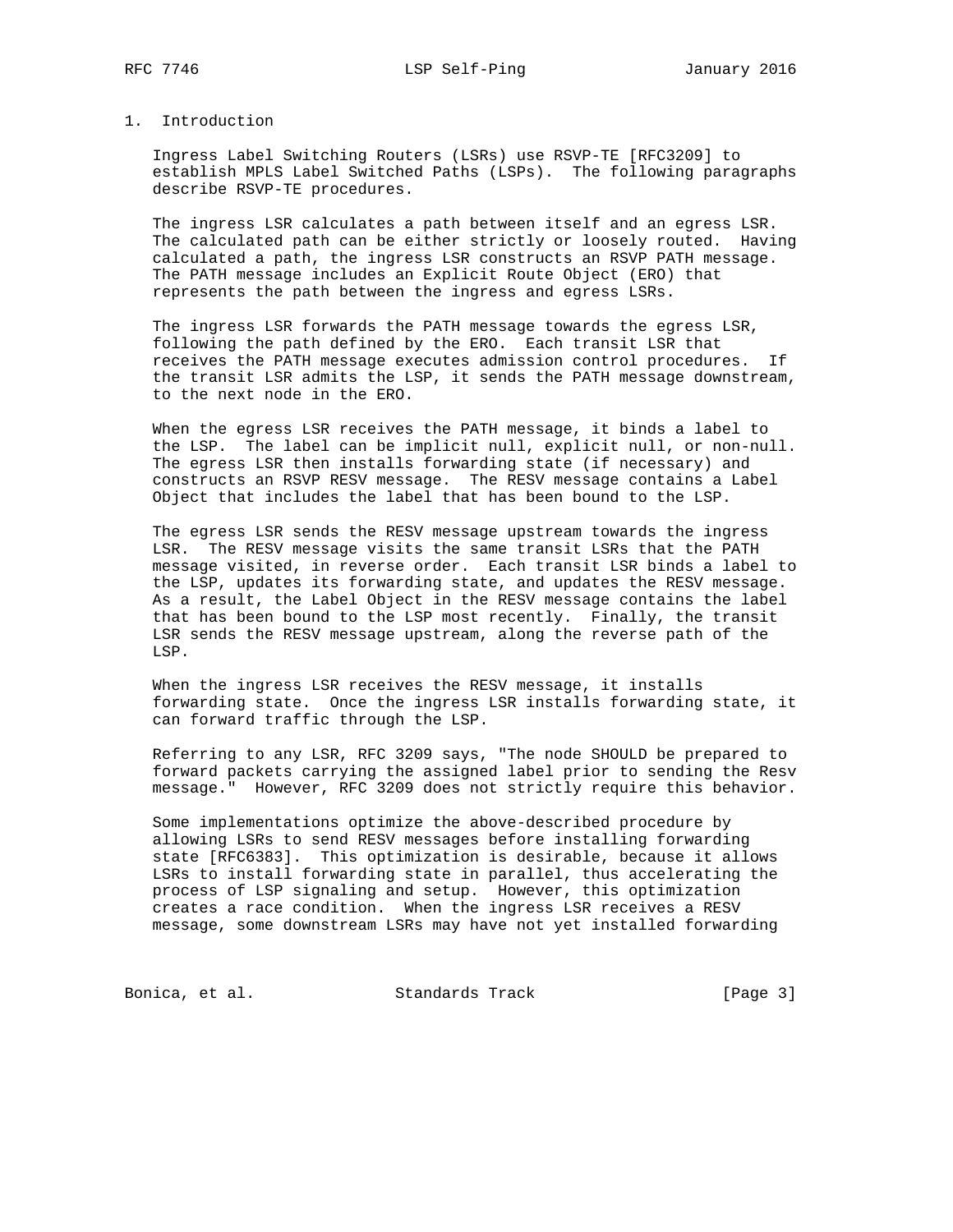# 1. Introduction

Ingress Label Switching Routers (LSRs) use RSVP-TE [RFC3209] to establish MPLS Label Switched Paths (LSPs). The following paragraphs describe RSVP-TE procedures.

The ingress LSR calculates a path between itself and an egress LSR. The calculated path can be either strictly or loosely routed. Having calculated a path, the ingress LSR constructs an RSVP PATH message. The PATH message includes an Explicit Route Object (ERO) that represents the path between the ingress and egress LSRs.

The ingress LSR forwards the PATH message towards the egress LSR, following the path defined by the ERO. Each transit LSR that receives the PATH message executes admission control procedures. If the transit LSR admits the LSP, it sends the PATH message downstream, to the next node in the ERO.

When the egress LSR receives the PATH message, it binds a label to the LSP. The label can be implicit null, explicit null, or non-null. The egress LSR then installs forwarding state (if necessary) and constructs an RSVP RESV message. The RESV message contains a Label Object that includes the label that has been bound to the LSP.

The egress LSR sends the RESV message upstream towards the ingress LSR. The RESV message visits the same transit LSRs that the PATH message visited, in reverse order. Each transit LSR binds a label to the LSP, updates its forwarding state, and updates the RESV message. As a result, the Label Object in the RESV message contains the label that has been bound to the LSP most recently. Finally, the transit LSR sends the RESV message upstream, along the reverse path of the LSP.

When the ingress LSR receives the RESV message, it installs forwarding state. Once the ingress LSR installs forwarding state, it can forward traffic through the LSP.

Referring to any LSR, RFC 3209 says, "The node SHOULD be prepared to forward packets carrying the assigned label prior to sending the Resv message." However, RFC 3209 does not strictly require this behavior.

Some implementations optimize the above-described procedure by allowing LSRs to send RESV messages before installing forwarding state [RFC6383]. This optimization is desirable, because it allows LSRs to install forwarding state in parallel, thus accelerating the process of LSP signaling and setup. However, this optimization creates a race condition. When the ingress LSR receives a RESV message, some downstream LSRs may have not yet installed forwarding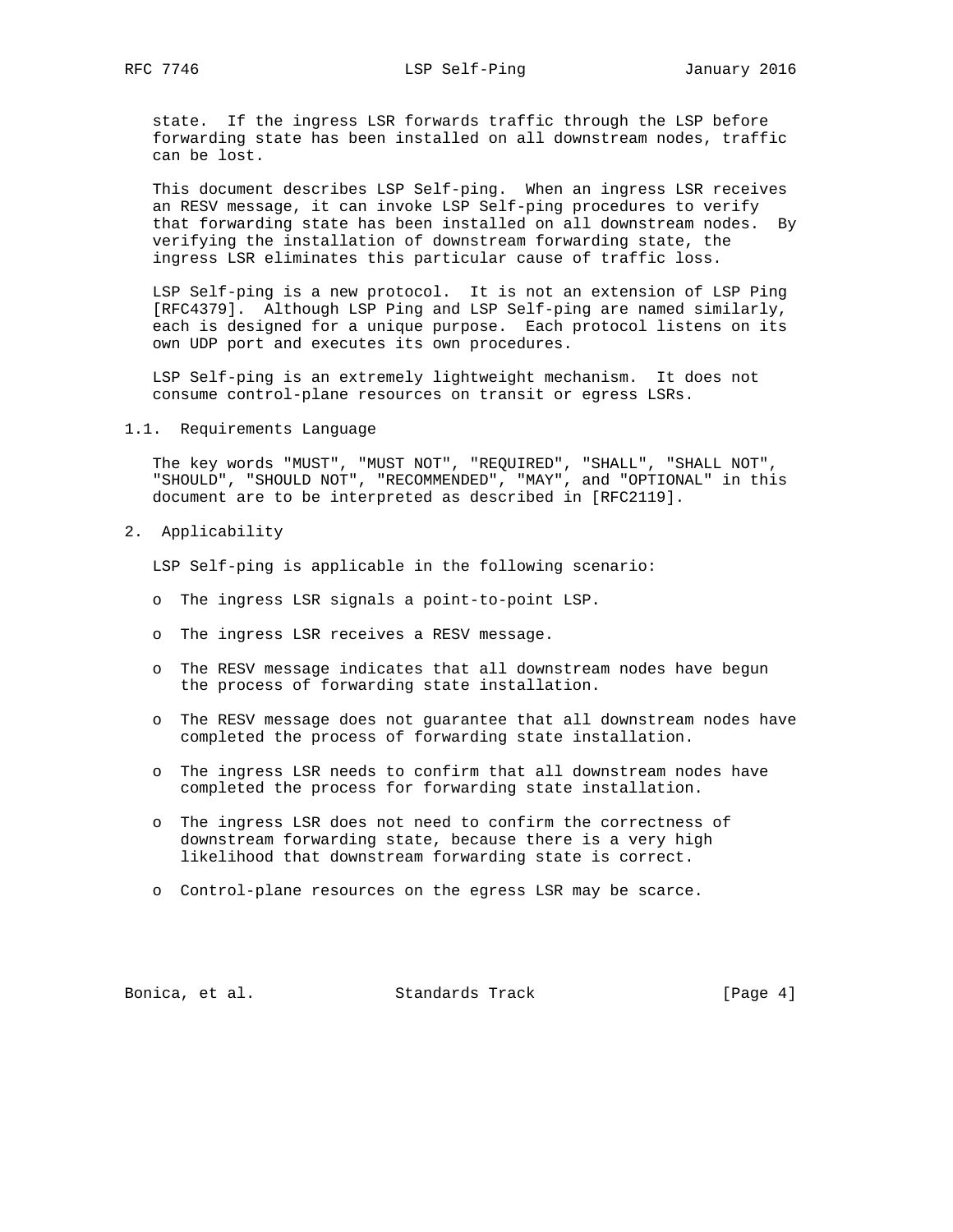state. If the ingress LSR forwards traffic through the LSP before forwarding state has been installed on all downstream nodes, traffic can be lost.

This document describes LSP Self-ping. When an ingress LSR receives an RESV message, it can invoke LSP Self-ping procedures to verify that forwarding state has been installed on all downstream nodes. By verifying the installation of downstream forwarding state, the ingress LSR eliminates this particular cause of traffic loss.

LSP Self-ping is a new protocol. It is not an extension of LSP Ping [RFC4379]. Although LSP Ping and LSP Self-ping are named similarly, each is designed for a unique purpose. Each protocol listens on its own UDP port and executes its own procedures.

LSP Self-ping is an extremely lightweight mechanism. It does not consume control-plane resources on transit or egress LSRs.

### 1.1. Requirements Language

The key words "MUST", "MUST NOT", "REQUIRED", "SHALL", "SHALL NOT", "SHOULD", "SHOULD NOT", "RECOMMENDED", "MAY", and "OPTIONAL" in this document are to be interpreted as described in [RFC2119].

## 2. Applicability

LSP Self-ping is applicable in the following scenario:

- The ingress LSR signals a point-to-point LSP.
- The ingress LSR receives a RESV message.
- The RESV message indicates that all downstream nodes have begun the process of forwarding state installation.
- The RESV message does not guarantee that all downstream nodes have completed the process of forwarding state installation.
- The ingress LSR needs to confirm that all downstream nodes have completed the process for forwarding state installation.
- The ingress LSR does not need to confirm the correctness of downstream forwarding state, because there is a very high likelihood that downstream forwarding state is correct.
- Control-plane resources on the egress LSR may be scarce.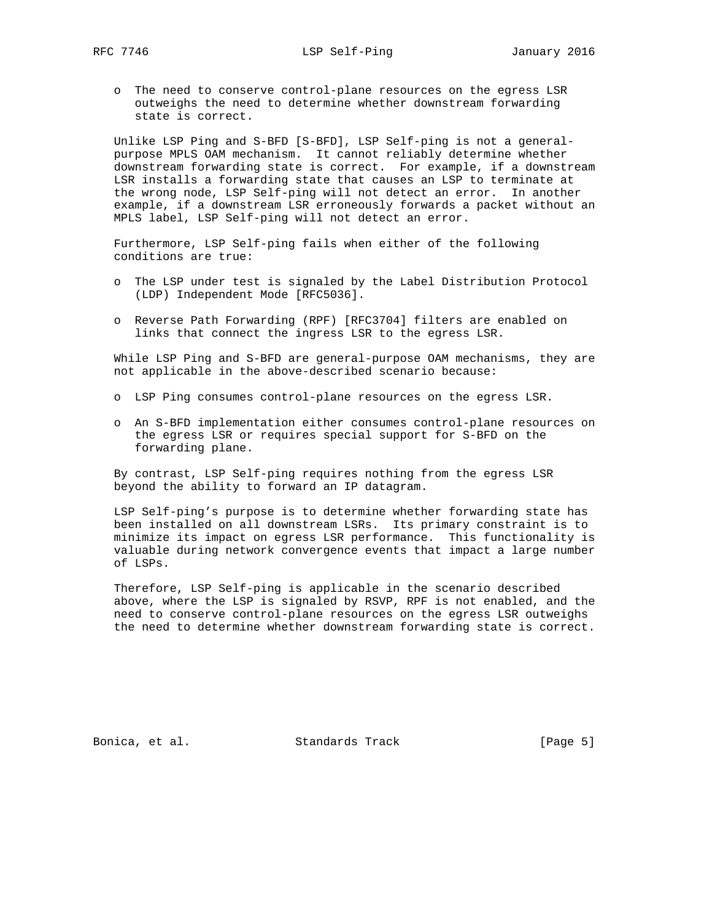- The need to conserve control-plane resources on the egress LSR outweighs the need to determine whether downstream forwarding state is correct.

Unlike LSP Ping and S-BFD [S-BFD], LSP Self-ping is not a general-purpose MPLS OAM mechanism. It cannot reliably determine whether downstream forwarding state is correct. For example, if a downstream LSR installs a forwarding state that causes an LSP to terminate at the wrong node, LSP Self-ping will not detect an error. In another example, if a downstream LSR erroneously forwards a packet without an MPLS label, LSP Self-ping will not detect an error.

Furthermore, LSP Self-ping fails when either of the following conditions are true:

- The LSP under test is signaled by the Label Distribution Protocol (LDP) Independent Mode [RFC5036].
- Reverse Path Forwarding (RPF) [RFC3704] filters are enabled on links that connect the ingress LSR to the egress LSR.

While LSP Ping and S-BFD are general-purpose OAM mechanisms, they are not applicable in the above-described scenario because:

- LSP Ping consumes control-plane resources on the egress LSR.
- An S-BFD implementation either consumes control-plane resources on the egress LSR or requires special support for S-BFD on the forwarding plane.

By contrast, LSP Self-ping requires nothing from the egress LSR beyond the ability to forward an IP datagram.

LSP Self-ping's purpose is to determine whether forwarding state has been installed on all downstream LSRs. Its primary constraint is to minimize its impact on egress LSR performance. This functionality is valuable during network convergence events that impact a large number of LSPs.

Therefore, LSP Self-ping is applicable in the scenario described above, where the LSP is signaled by RSVP, RPF is not enabled, and the need to conserve control-plane resources on the egress LSR outweighs the need to determine whether downstream forwarding state is correct.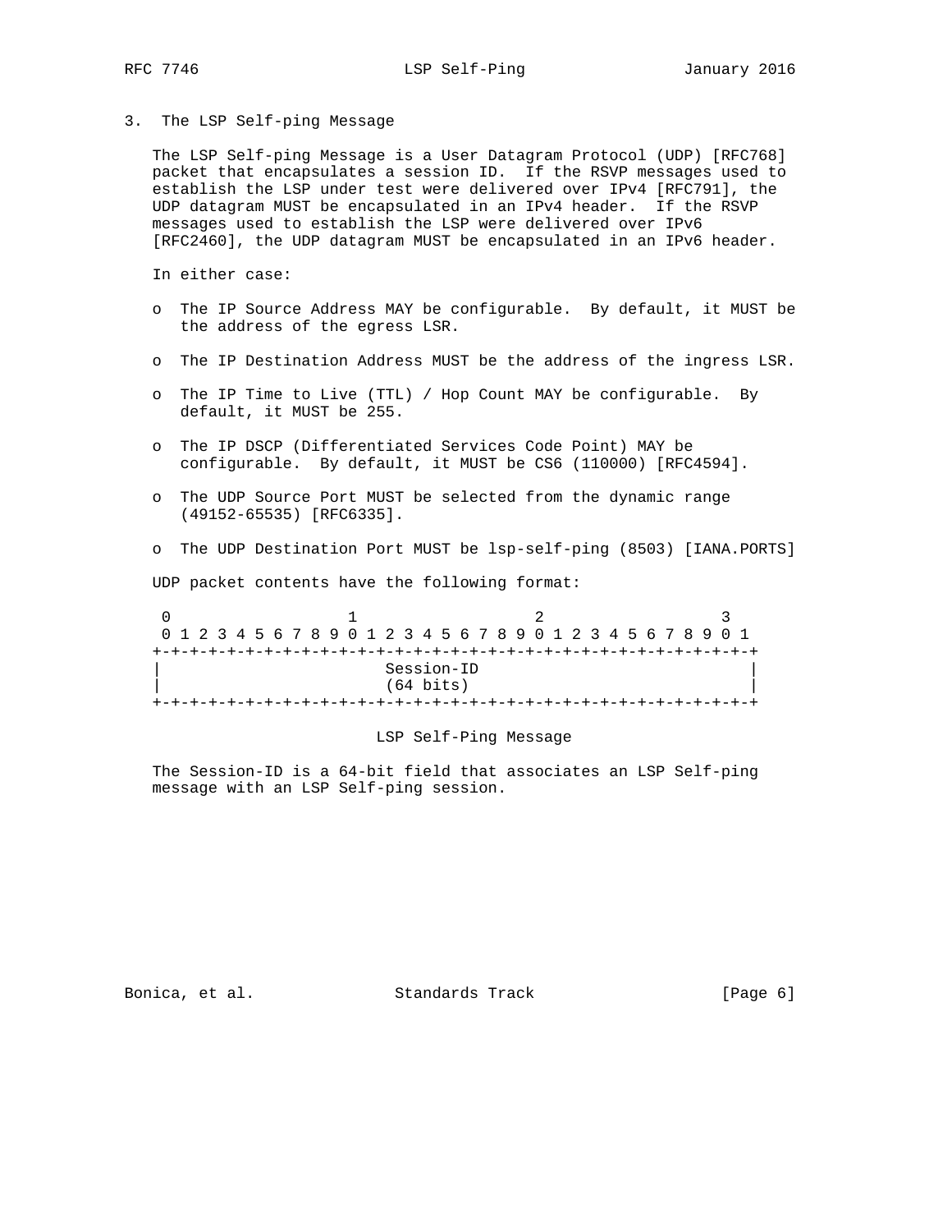## 3. The LSP Self-ping Message

The LSP Self-ping Message is a User Datagram Protocol (UDP) [RFC768] packet that encapsulates a session ID. If the RSVP messages used to establish the LSP under test were delivered over IPv4 [RFC791], the UDP datagram MUST be encapsulated in an IPv4 header. If the RSVP messages used to establish the LSP were delivered over IPv6 [RFC2460], the UDP datagram MUST be encapsulated in an IPv6 header.

In either case:

- The IP Source Address MAY be configurable. By default, it MUST be the address of the egress LSR.
- The IP Destination Address MUST be the address of the ingress LSR.
- The IP Time to Live (TTL) / Hop Count MAY be configurable. By default, it MUST be 255.
- The IP DSCP (Differentiated Services Code Point) MAY be configurable. By default, it MUST be CS6 (110000) [RFC4594].
- The UDP Source Port MUST be selected from the dynamic range (49152-65535) [RFC6335].
- The UDP Destination Port MUST be lsp-self-ping (8503) [IANA.PORTS]

UDP packet contents have the following format:

```
 0                   1                   2                   3
 0 1 2 3 4 5 6 7 8 9 0 1 2 3 4 5 6 7 8 9 0 1 2 3 4 5 6 7 8 9 0 1
+-+-+-+-+-+-+-+-+-+-+-+-+-+-+-+-+-+-+-+-+-+-+-+-+-+-+-+-+-+-+-+-+
|                         Session-ID                            |
|                         (64 bits)                             |
+-+-+-+-+-+-+-+-+-+-+-+-+-+-+-+-+-+-+-+-+-+-+-+-+-+-+-+-+-+-+-+-+
```

LSP Self-Ping Message

The Session-ID is a 64-bit field that associates an LSP Self-ping message with an LSP Self-ping session.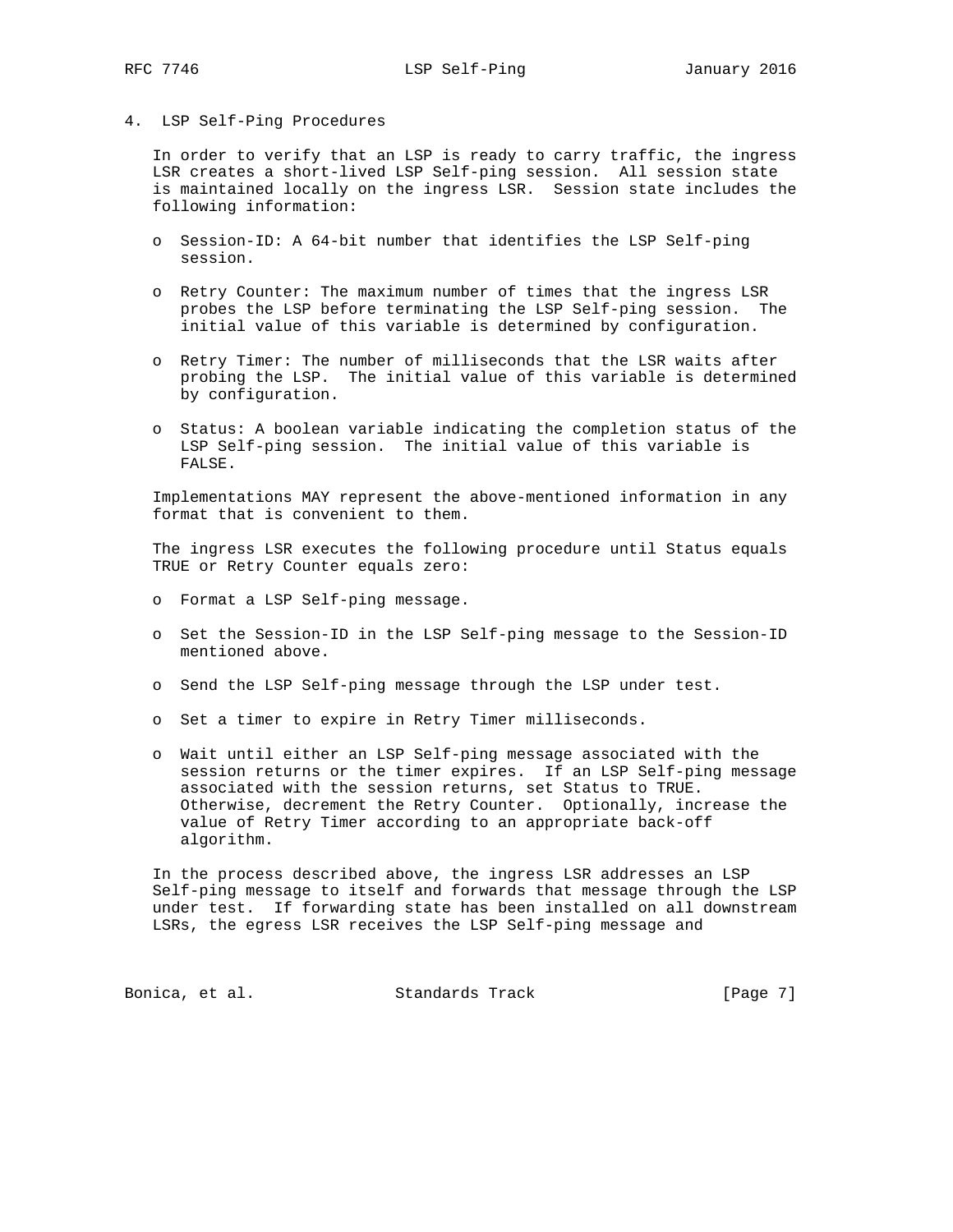## 4. LSP Self-Ping Procedures

In order to verify that an LSP is ready to carry traffic, the ingress LSR creates a short-lived LSP Self-ping session. All session state is maintained locally on the ingress LSR. Session state includes the following information:

- Session-ID: A 64-bit number that identifies the LSP Self-ping session.
- Retry Counter: The maximum number of times that the ingress LSR probes the LSP before terminating the LSP Self-ping session. The initial value of this variable is determined by configuration.
- Retry Timer: The number of milliseconds that the LSR waits after probing the LSP. The initial value of this variable is determined by configuration.
- Status: A boolean variable indicating the completion status of the LSP Self-ping session. The initial value of this variable is FALSE.

Implementations MAY represent the above-mentioned information in any format that is convenient to them.

The ingress LSR executes the following procedure until Status equals TRUE or Retry Counter equals zero:

- Format a LSP Self-ping message.
- Set the Session-ID in the LSP Self-ping message to the Session-ID mentioned above.
- Send the LSP Self-ping message through the LSP under test.
- Set a timer to expire in Retry Timer milliseconds.
- Wait until either an LSP Self-ping message associated with the session returns or the timer expires. If an LSP Self-ping message associated with the session returns, set Status to TRUE. Otherwise, decrement the Retry Counter. Optionally, increase the value of Retry Timer according to an appropriate back-off algorithm.

In the process described above, the ingress LSR addresses an LSP Self-ping message to itself and forwards that message through the LSP under test. If forwarding state has been installed on all downstream LSRs, the egress LSR receives the LSP Self-ping message and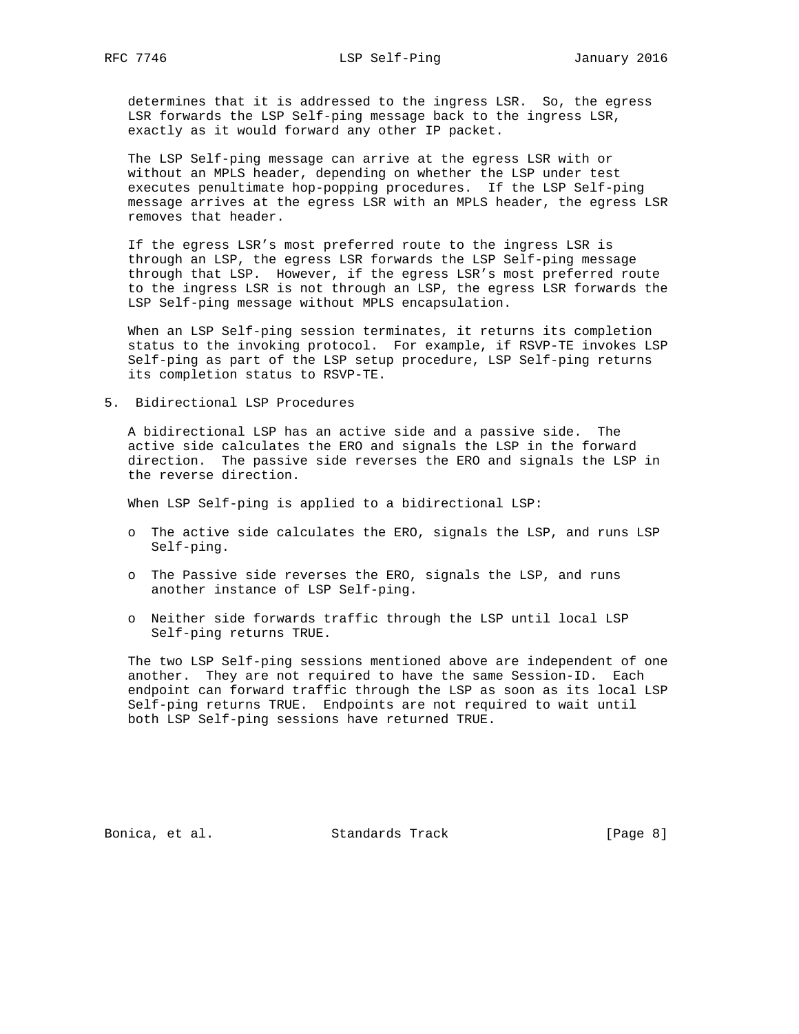determines that it is addressed to the ingress LSR. So, the egress LSR forwards the LSP Self-ping message back to the ingress LSR, exactly as it would forward any other IP packet.

The LSP Self-ping message can arrive at the egress LSR with or without an MPLS header, depending on whether the LSP under test executes penultimate hop-popping procedures. If the LSP Self-ping message arrives at the egress LSR with an MPLS header, the egress LSR removes that header.

If the egress LSR's most preferred route to the ingress LSR is through an LSP, the egress LSR forwards the LSP Self-ping message through that LSP. However, if the egress LSR's most preferred route to the ingress LSR is not through an LSP, the egress LSR forwards the LSP Self-ping message without MPLS encapsulation.

When an LSP Self-ping session terminates, it returns its completion status to the invoking protocol. For example, if RSVP-TE invokes LSP Self-ping as part of the LSP setup procedure, LSP Self-ping returns its completion status to RSVP-TE.

## 5. Bidirectional LSP Procedures

A bidirectional LSP has an active side and a passive side. The active side calculates the ERO and signals the LSP in the forward direction. The passive side reverses the ERO and signals the LSP in the reverse direction.

When LSP Self-ping is applied to a bidirectional LSP:

- The active side calculates the ERO, signals the LSP, and runs LSP Self-ping.
- The Passive side reverses the ERO, signals the LSP, and runs another instance of LSP Self-ping.
- Neither side forwards traffic through the LSP until local LSP Self-ping returns TRUE.

The two LSP Self-ping sessions mentioned above are independent of one another. They are not required to have the same Session-ID. Each endpoint can forward traffic through the LSP as soon as its local LSP Self-ping returns TRUE. Endpoints are not required to wait until both LSP Self-ping sessions have returned TRUE.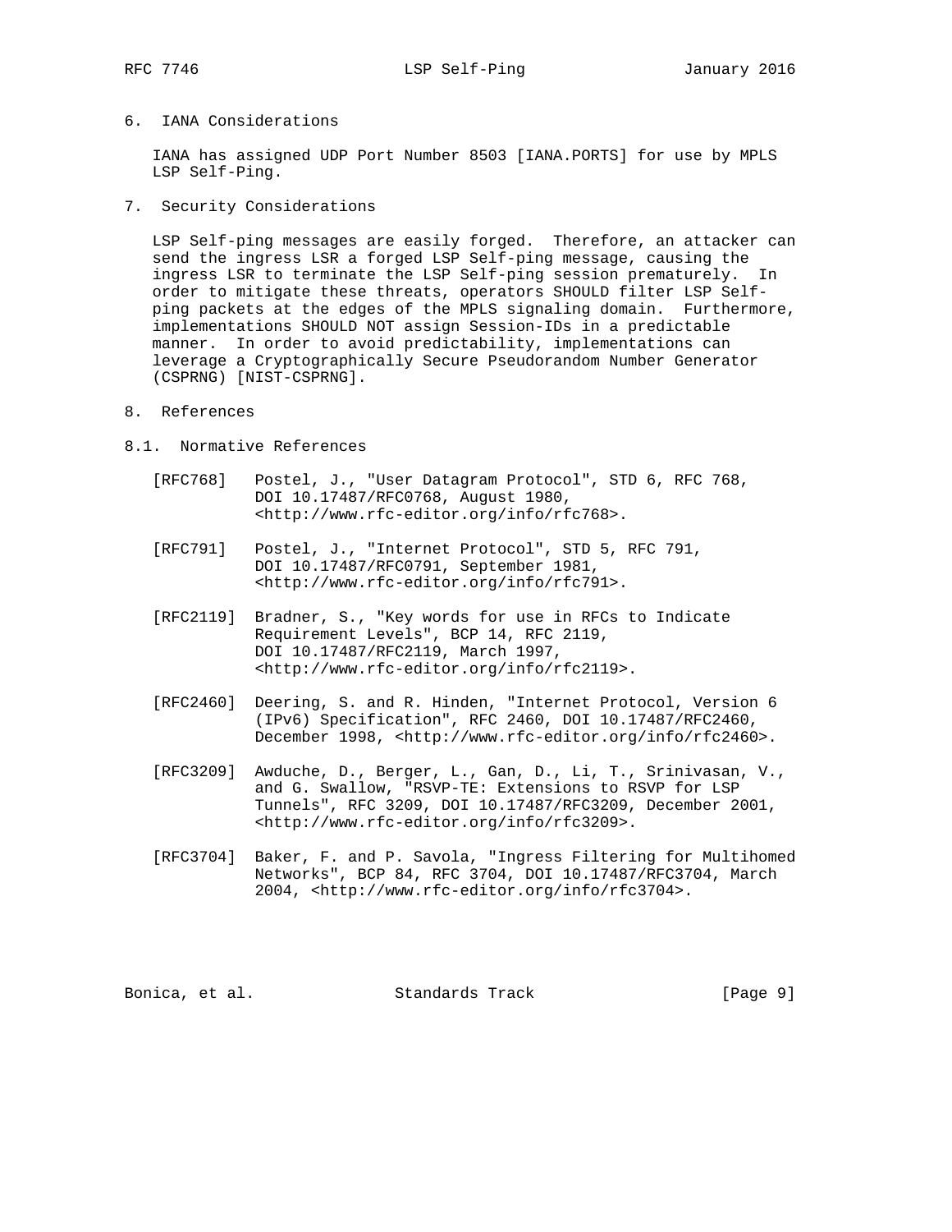## 6. IANA Considerations

IANA has assigned UDP Port Number 8503 [IANA.PORTS] for use by MPLS LSP Self-Ping.

## 7. Security Considerations

LSP Self-ping messages are easily forged. Therefore, an attacker can send the ingress LSR a forged LSP Self-ping message, causing the ingress LSR to terminate the LSP Self-ping session prematurely. In order to mitigate these threats, operators SHOULD filter LSP Self-ping packets at the edges of the MPLS signaling domain. Furthermore, implementations SHOULD NOT assign Session-IDs in a predictable manner. In order to avoid predictability, implementations can leverage a Cryptographically Secure Pseudorandom Number Generator (CSPRNG) [NIST-CSPRNG].

## 8. References

### 8.1. Normative References

[RFC768] Postel, J., "User Datagram Protocol", STD 6, RFC 768, DOI 10.17487/RFC0768, August 1980, <http://www.rfc-editor.org/info/rfc768>.

[RFC791] Postel, J., "Internet Protocol", STD 5, RFC 791, DOI 10.17487/RFC0791, September 1981, <http://www.rfc-editor.org/info/rfc791>.

[RFC2119] Bradner, S., "Key words for use in RFCs to Indicate Requirement Levels", BCP 14, RFC 2119, DOI 10.17487/RFC2119, March 1997, <http://www.rfc-editor.org/info/rfc2119>.

[RFC2460] Deering, S. and R. Hinden, "Internet Protocol, Version 6 (IPv6) Specification", RFC 2460, DOI 10.17487/RFC2460, December 1998, <http://www.rfc-editor.org/info/rfc2460>.

[RFC3209] Awduche, D., Berger, L., Gan, D., Li, T., Srinivasan, V., and G. Swallow, "RSVP-TE: Extensions to RSVP for LSP Tunnels", RFC 3209, DOI 10.17487/RFC3209, December 2001, <http://www.rfc-editor.org/info/rfc3209>.

[RFC3704] Baker, F. and P. Savola, "Ingress Filtering for Multihomed Networks", BCP 84, RFC 3704, DOI 10.17487/RFC3704, March 2004, <http://www.rfc-editor.org/info/rfc3704>.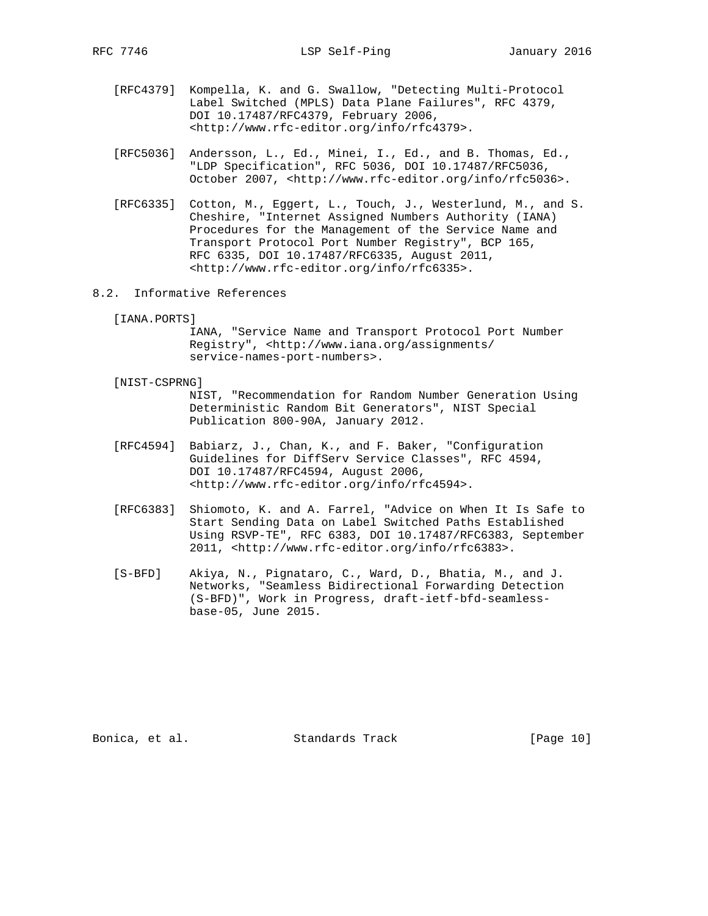[RFC4379] Kompella, K. and G. Swallow, "Detecting Multi-Protocol Label Switched (MPLS) Data Plane Failures", RFC 4379, DOI 10.17487/RFC4379, February 2006, <http://www.rfc-editor.org/info/rfc4379>.

[RFC5036] Andersson, L., Ed., Minei, I., Ed., and B. Thomas, Ed., "LDP Specification", RFC 5036, DOI 10.17487/RFC5036, October 2007, <http://www.rfc-editor.org/info/rfc5036>.

[RFC6335] Cotton, M., Eggert, L., Touch, J., Westerlund, M., and S. Cheshire, "Internet Assigned Numbers Authority (IANA) Procedures for the Management of the Service Name and Transport Protocol Port Number Registry", BCP 165, RFC 6335, DOI 10.17487/RFC6335, August 2011, <http://www.rfc-editor.org/info/rfc6335>.

## 8.2. Informative References

[IANA.PORTS] IANA, "Service Name and Transport Protocol Port Number Registry", <http://www.iana.org/assignments/service-names-port-numbers>.

[NIST-CSPRNG] NIST, "Recommendation for Random Number Generation Using Deterministic Random Bit Generators", NIST Special Publication 800-90A, January 2012.

[RFC4594] Babiarz, J., Chan, K., and F. Baker, "Configuration Guidelines for DiffServ Service Classes", RFC 4594, DOI 10.17487/RFC4594, August 2006, <http://www.rfc-editor.org/info/rfc4594>.

[RFC6383] Shiomoto, K. and A. Farrel, "Advice on When It Is Safe to Start Sending Data on Label Switched Paths Established Using RSVP-TE", RFC 6383, DOI 10.17487/RFC6383, September 2011, <http://www.rfc-editor.org/info/rfc6383>.

[S-BFD] Akiya, N., Pignataro, C., Ward, D., Bhatia, M., and J. Networks, "Seamless Bidirectional Forwarding Detection (S-BFD)", Work in Progress, draft-ietf-bfd-seamless-base-05, June 2015.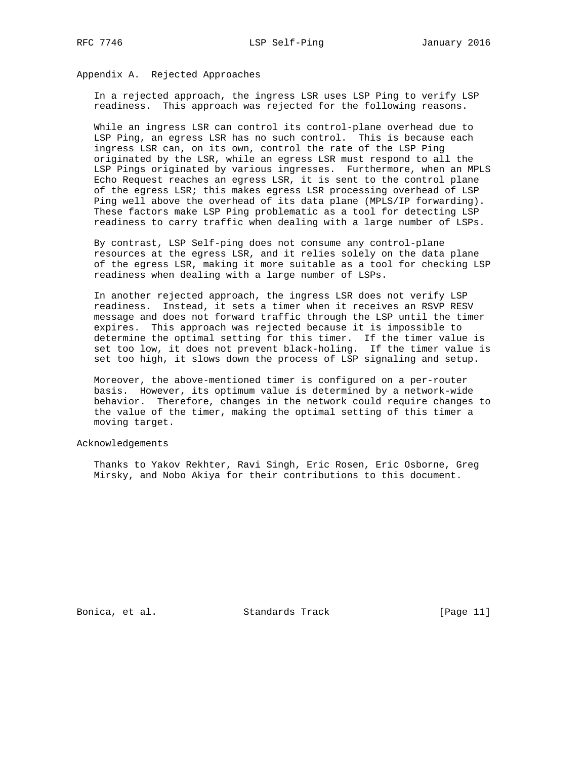## Appendix A. Rejected Approaches

In a rejected approach, the ingress LSR uses LSP Ping to verify LSP readiness. This approach was rejected for the following reasons.

While an ingress LSR can control its control-plane overhead due to LSP Ping, an egress LSR has no such control. This is because each ingress LSR can, on its own, control the rate of the LSP Ping originated by the LSR, while an egress LSR must respond to all the LSP Pings originated by various ingresses. Furthermore, when an MPLS Echo Request reaches an egress LSR, it is sent to the control plane of the egress LSR; this makes egress LSR processing overhead of LSP Ping well above the overhead of its data plane (MPLS/IP forwarding). These factors make LSP Ping problematic as a tool for detecting LSP readiness to carry traffic when dealing with a large number of LSPs.

By contrast, LSP Self-ping does not consume any control-plane resources at the egress LSR, and it relies solely on the data plane of the egress LSR, making it more suitable as a tool for checking LSP readiness when dealing with a large number of LSPs.

In another rejected approach, the ingress LSR does not verify LSP readiness. Instead, it sets a timer when it receives an RSVP RESV message and does not forward traffic through the LSP until the timer expires. This approach was rejected because it is impossible to determine the optimal setting for this timer. If the timer value is set too low, it does not prevent black-holing. If the timer value is set too high, it slows down the process of LSP signaling and setup.

Moreover, the above-mentioned timer is configured on a per-router basis. However, its optimum value is determined by a network-wide behavior. Therefore, changes in the network could require changes to the value of the timer, making the optimal setting of this timer a moving target.

## Acknowledgements

Thanks to Yakov Rekhter, Ravi Singh, Eric Rosen, Eric Osborne, Greg Mirsky, and Nobo Akiya for their contributions to this document.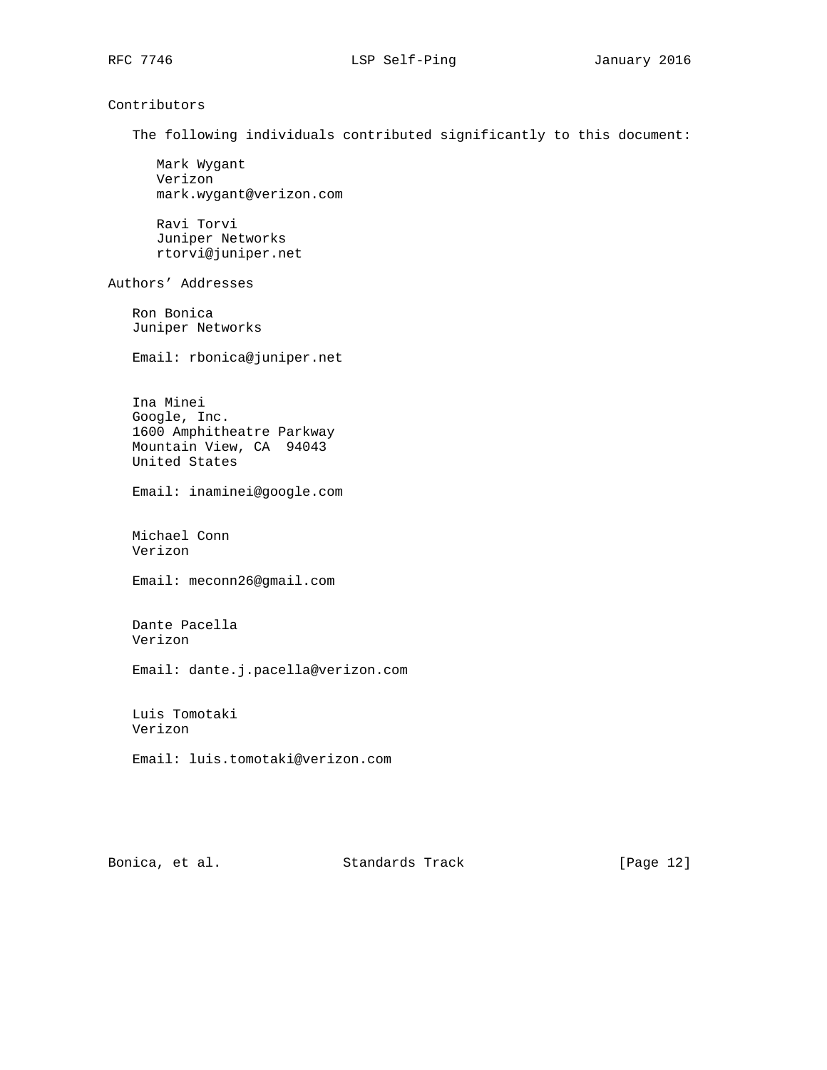## Contributors

The following individuals contributed significantly to this document:

Mark Wygant
Verizon
mark.wygant@verizon.com

Ravi Torvi
Juniper Networks
rtorvi@juniper.net

## Authors' Addresses

Ron Bonica
Juniper Networks

Email: rbonica@juniper.net

Ina Minei
Google, Inc.
1600 Amphitheatre Parkway
Mountain View, CA 94043
United States

Email: inaminei@google.com

Michael Conn
Verizon

Email: meconn26@gmail.com

Dante Pacella
Verizon

Email: dante.j.pacella@verizon.com

Luis Tomotaki
Verizon

Email: luis.tomotaki@verizon.com